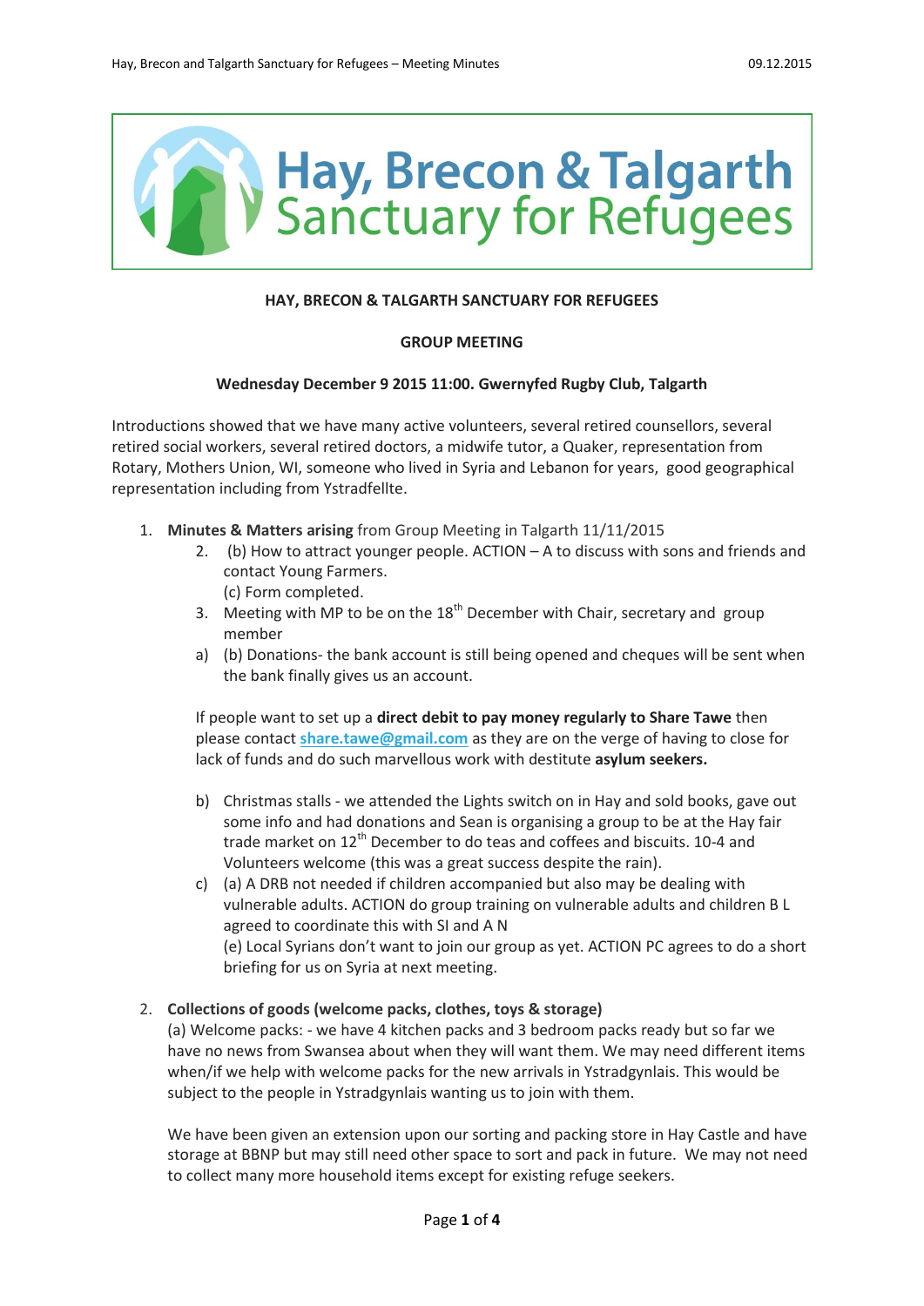# Hay, Brecon & Talgarth Sanctuary for Refugees

**HAY, BRECON & TALGARTH SANCTUARY FOR REFUGEES**

**GROUP MEETING**

**Wednesday December 9 2015 11:00. Gwernyfed Rugby Club, Talgarth**

Introductions showed that we have many active volunteers, several retired counsellors, several retired social workers, several retired doctors, a midwife tutor, a Quaker, representation from Rotary, Mothers Union, WI, someone who lived in Syria and Lebanon for years, good geographical representation including from Ystradfellte.

1. **Minutes & Matters arising** from Group Meeting in Talgarth 11/11/2015
   2. (b) How to attract younger people. ACTION – A to discuss with sons and friends and contact Young Farmers.
      (c) Form completed.
   3. Meeting with MP to be on the 18th December with Chair, secretary and group member
   a) (b) Donations- the bank account is still being opened and cheques will be sent when the bank finally gives us an account.

   If people want to set up a **direct debit to pay money regularly to Share Tawe** then please contact **share.tawe@gmail.com** as they are on the verge of having to close for lack of funds and do such marvellous work with destitute **asylum seekers.**

   b) Christmas stalls - we attended the Lights switch on in Hay and sold books, gave out some info and had donations and Sean is organising a group to be at the Hay fair trade market on 12th December to do teas and coffees and biscuits. 10-4 and Volunteers welcome (this was a great success despite the rain).
   c) (a) A DRB not needed if children accompanied but also may be dealing with vulnerable adults. ACTION do group training on vulnerable adults and children B L agreed to coordinate this with SI and A N
      (e) Local Syrians don't want to join our group as yet. ACTION PC agrees to do a short briefing for us on Syria at next meeting.

2. **Collections of goods (welcome packs, clothes, toys & storage)**
   (a) Welcome packs: - we have 4 kitchen packs and 3 bedroom packs ready but so far we have no news from Swansea about when they will want them. We may need different items when/if we help with welcome packs for the new arrivals in Ystradgynlais. This would be subject to the people in Ystradgynlais wanting us to join with them.

   We have been given an extension upon our sorting and packing store in Hay Castle and have storage at BBNP but may still need other space to sort and pack in future. We may not need to collect many more household items except for existing refuge seekers.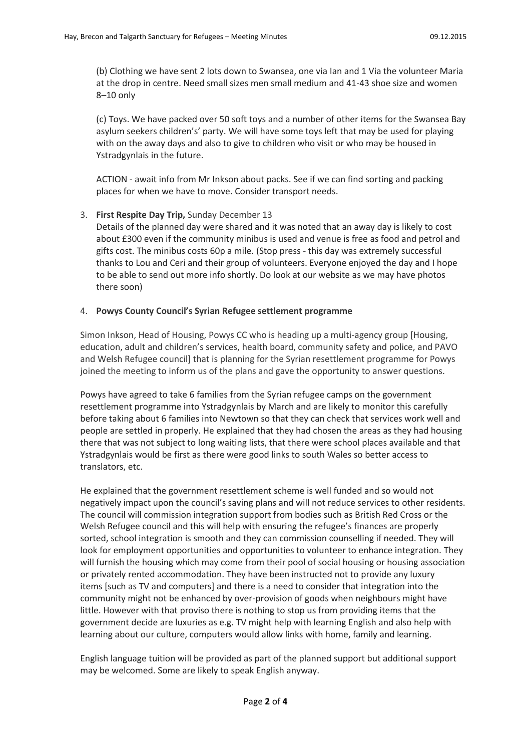(b) Clothing we have sent 2 lots down to Swansea, one via Ian and 1 Via the volunteer Maria at the drop in centre. Need small sizes men small medium and 41-43 shoe size and women 8–10 only

(c) Toys. We have packed over 50 soft toys and a number of other items for the Swansea Bay asylum seekers children's' party. We will have some toys left that may be used for playing with on the away days and also to give to children who visit or who may be housed in Ystradgynlais in the future.

ACTION - await info from Mr Inkson about packs. See if we can find sorting and packing places for when we have to move. Consider transport needs.

3. **First Respite Day Trip,** Sunday December 13
   Details of the planned day were shared and it was noted that an away day is likely to cost about £300 even if the community minibus is used and venue is free as food and petrol and gifts cost. The minibus costs 60p a mile. (Stop press - this day was extremely successful thanks to Lou and Ceri and their group of volunteers. Everyone enjoyed the day and I hope to be able to send out more info shortly. Do look at our website as we may have photos there soon)

4. **Powys County Council's Syrian Refugee settlement programme**

Simon Inkson, Head of Housing, Powys CC who is heading up a multi-agency group [Housing, education, adult and children's services, health board, community safety and police, and PAVO and Welsh Refugee council] that is planning for the Syrian resettlement programme for Powys joined the meeting to inform us of the plans and gave the opportunity to answer questions.

Powys have agreed to take 6 families from the Syrian refugee camps on the government resettlement programme into Ystradgynlais by March and are likely to monitor this carefully before taking about 6 families into Newtown so that they can check that services work well and people are settled in properly. He explained that they had chosen the areas as they had housing there that was not subject to long waiting lists, that there were school places available and that Ystradgynlais would be first as there were good links to south Wales so better access to translators, etc.

He explained that the government resettlement scheme is well funded and so would not negatively impact upon the council's saving plans and will not reduce services to other residents. The council will commission integration support from bodies such as British Red Cross or the Welsh Refugee council and this will help with ensuring the refugee's finances are properly sorted, school integration is smooth and they can commission counselling if needed. They will look for employment opportunities and opportunities to volunteer to enhance integration. They will furnish the housing which may come from their pool of social housing or housing association or privately rented accommodation. They have been instructed not to provide any luxury items [such as TV and computers] and there is a need to consider that integration into the community might not be enhanced by over-provision of goods when neighbours might have little. However with that proviso there is nothing to stop us from providing items that the government decide are luxuries as e.g. TV might help with learning English and also help with learning about our culture, computers would allow links with home, family and learning.

English language tuition will be provided as part of the planned support but additional support may be welcomed. Some are likely to speak English anyway.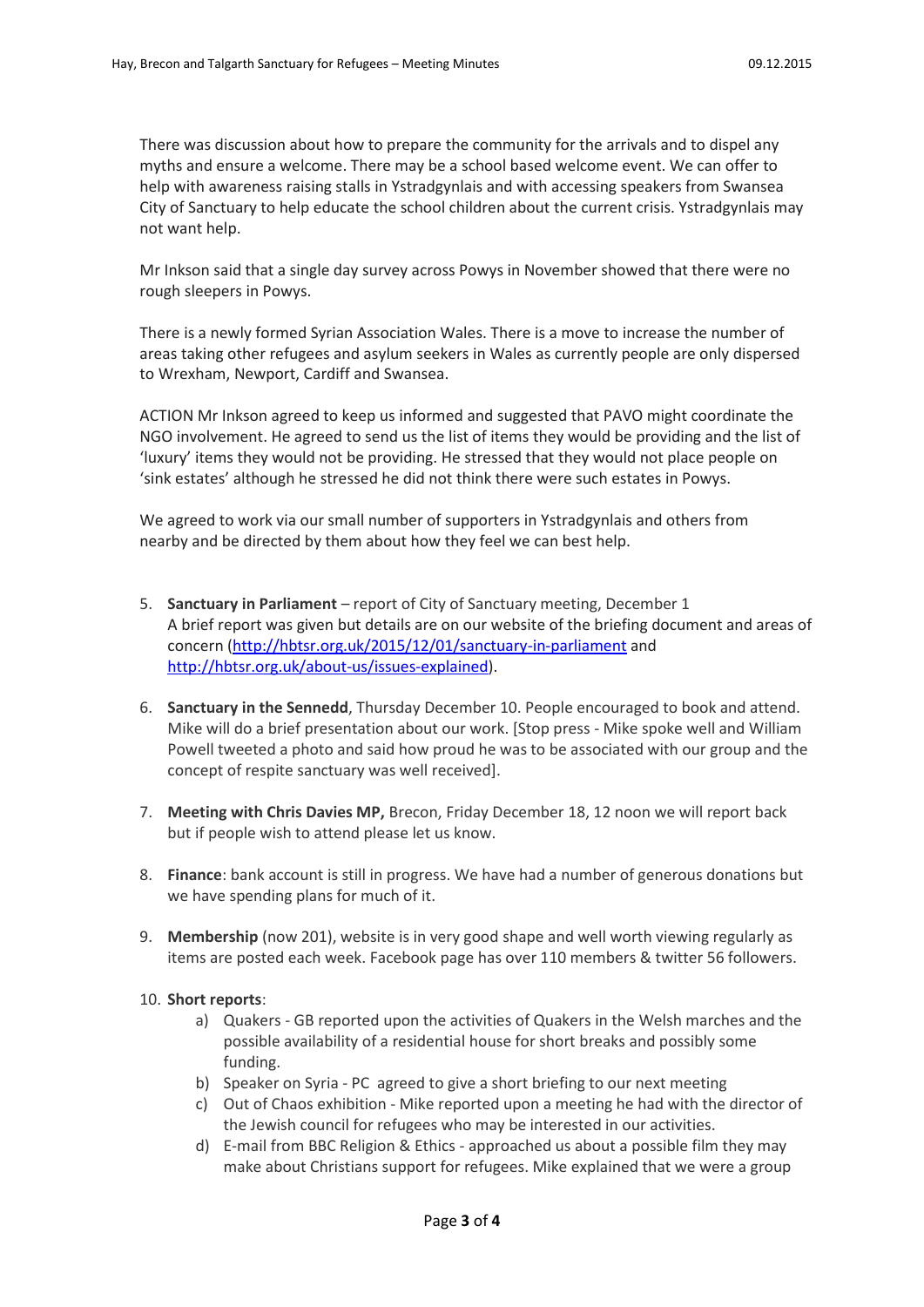There was discussion about how to prepare the community for the arrivals and to dispel any myths and ensure a welcome. There may be a school based welcome event. We can offer to help with awareness raising stalls in Ystradgynlais and with accessing speakers from Swansea City of Sanctuary to help educate the school children about the current crisis. Ystradgynlais may not want help.

Mr Inkson said that a single day survey across Powys in November showed that there were no rough sleepers in Powys.

There is a newly formed Syrian Association Wales. There is a move to increase the number of areas taking other refugees and asylum seekers in Wales as currently people are only dispersed to Wrexham, Newport, Cardiff and Swansea.

ACTION Mr Inkson agreed to keep us informed and suggested that PAVO might coordinate the NGO involvement. He agreed to send us the list of items they would be providing and the list of 'luxury' items they would not be providing. He stressed that they would not place people on 'sink estates' although he stressed he did not think there were such estates in Powys.

We agreed to work via our small number of supporters in Ystradgynlais and others from nearby and be directed by them about how they feel we can best help.

5. **Sanctuary in Parliament** – report of City of Sanctuary meeting, December 1
   A brief report was given but details are on our website of the briefing document and areas of concern (http://hbtsr.org.uk/2015/12/01/sanctuary-in-parliament and http://hbtsr.org.uk/about-us/issues-explained).

6. **Sanctuary in the Senedd**, Thursday December 10. People encouraged to book and attend. Mike will do a brief presentation about our work. [Stop press - Mike spoke well and William Powell tweeted a photo and said how proud he was to be associated with our group and the concept of respite sanctuary was well received].

7. **Meeting with Chris Davies MP,** Brecon, Friday December 18, 12 noon we will report back but if people wish to attend please let us know.

8. **Finance**: bank account is still in progress. We have had a number of generous donations but we have spending plans for much of it.

9. **Membership** (now 201), website is in very good shape and well worth viewing regularly as items are posted each week. Facebook page has over 110 members & twitter 56 followers.

10. **Short reports**:
    a) Quakers - GB reported upon the activities of Quakers in the Welsh marches and the possible availability of a residential house for short breaks and possibly some funding.
    b) Speaker on Syria - PC agreed to give a short briefing to our next meeting
    c) Out of Chaos exhibition - Mike reported upon a meeting he had with the director of the Jewish council for refugees who may be interested in our activities.
    d) E-mail from BBC Religion & Ethics - approached us about a possible film they may make about Christians support for refugees. Mike explained that we were a group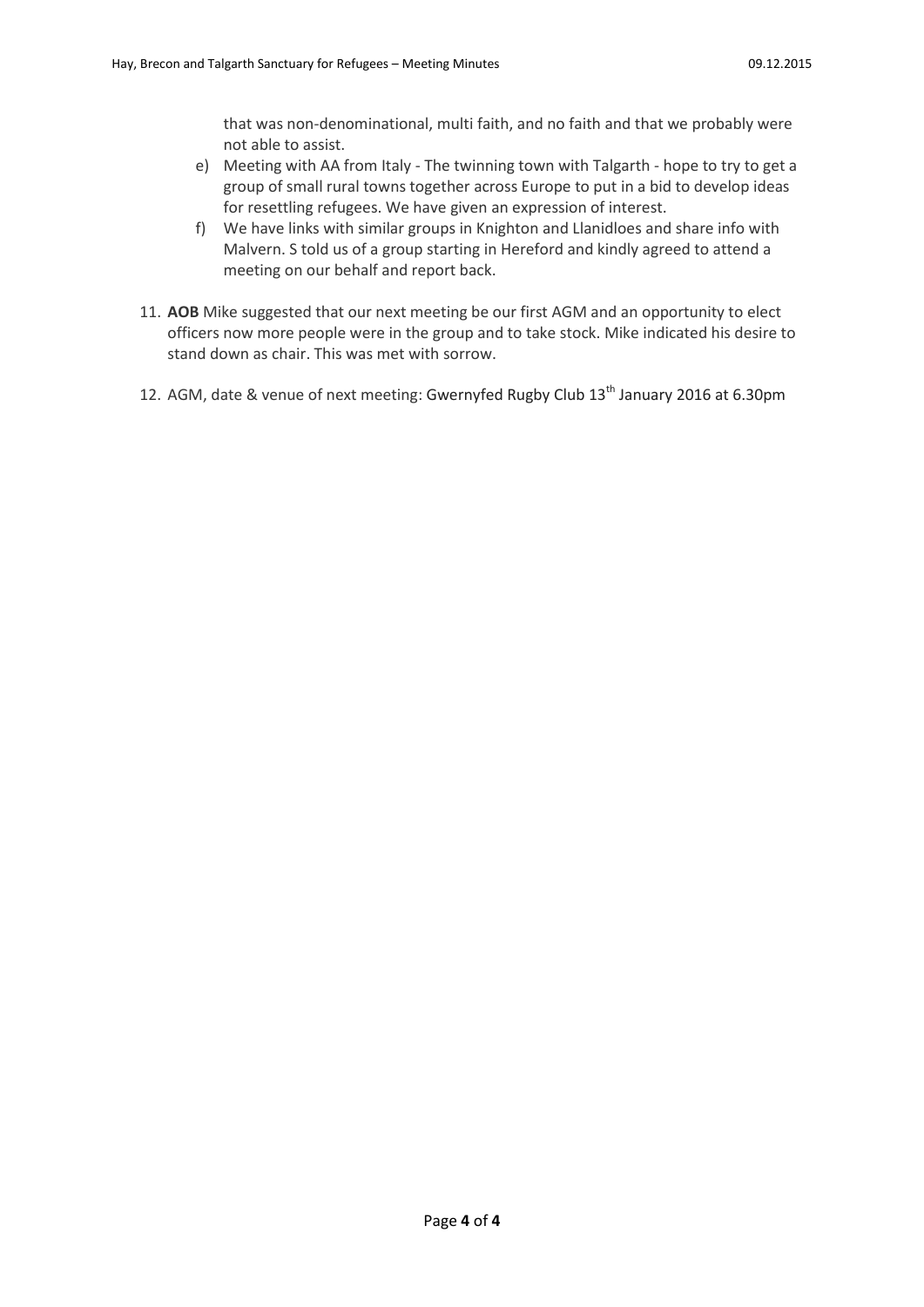that was non-denominational, multi faith, and no faith and that we probably were not able to assist.

e) Meeting with AA from Italy - The twinning town with Talgarth - hope to try to get a group of small rural towns together across Europe to put in a bid to develop ideas for resettling refugees. We have given an expression of interest.

f) We have links with similar groups in Knighton and Llanidloes and share info with Malvern. S told us of a group starting in Hereford and kindly agreed to attend a meeting on our behalf and report back.

11. **AOB** Mike suggested that our next meeting be our first AGM and an opportunity to elect officers now more people were in the group and to take stock. Mike indicated his desire to stand down as chair. This was met with sorrow.

12. AGM, date & venue of next meeting: Gwernyfed Rugby Club 13th January 2016 at 6.30pm